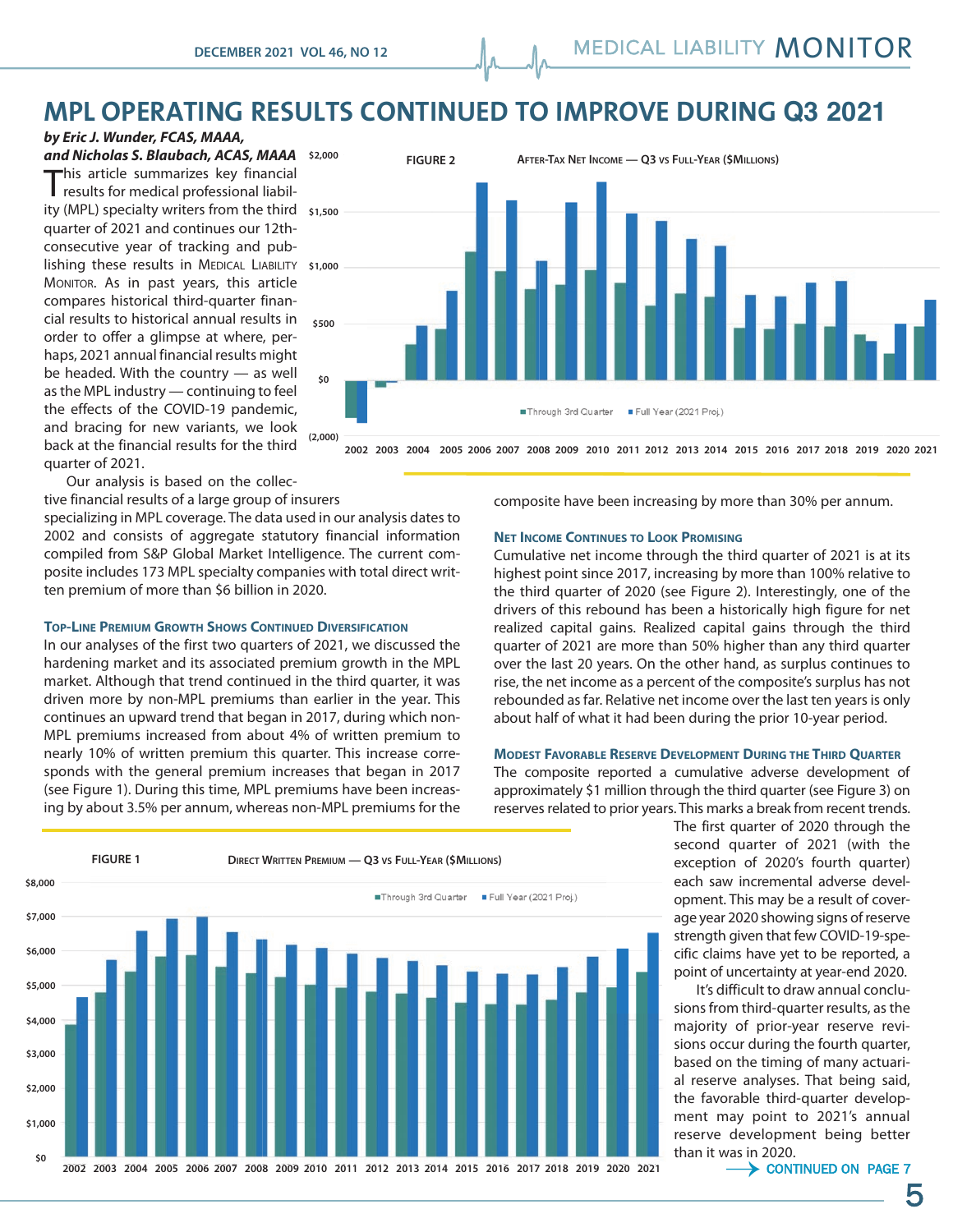# MPL OPERATING RESULTS CONTINUED TO IMPROVE DURING Q3 2021

***by Eric J. Wunder, FCAS, MAAA, and Nicholas S. Blaubach, ACAS, MAAA***

This article summarizes key financial results for medical professional liability (MPL) specialty writers from the third quarter of 2021 and continues our 12th-consecutive year of tracking and publishing these results in MEDICAL LIABILITY MONITOR. As in past years, this article compares historical third-quarter financial results to historical annual results in order to offer a glimpse at where, perhaps, 2021 annual financial results might be headed. With the country — as well as the MPL industry — continuing to feel the effects of the COVID-19 pandemic, and bracing for new variants, we look back at the financial results for the third quarter of 2021.

Our analysis is based on the collective financial results of a large group of insurers specializing in MPL coverage. The data used in our analysis dates to 2002 and consists of aggregate statutory financial information compiled from S&P Global Market Intelligence. The current composite includes 173 MPL specialty companies with total direct written premium of more than $6 billion in 2020.

FIGURE 2 AFTER-TAX NET INCOME — Q3 VS FULL-YEAR ($MILLIONS)

### TOP-LINE PREMIUM GROWTH SHOWS CONTINUED DIVERSIFICATION

In our analyses of the first two quarters of 2021, we discussed the hardening market and its associated premium growth in the MPL market. Although that trend continued in the third quarter, it was driven more by non-MPL premiums than earlier in the year. This continues an upward trend that began in 2017, during which non-MPL premiums increased from about 4% of written premium to nearly 10% of written premium this quarter. This increase corresponds with the general premium increases that began in 2017 (see Figure 1). During this time, MPL premiums have been increasing by about 3.5% per annum, whereas non-MPL premiums for the composite have been increasing by more than 30% per annum.

### NET INCOME CONTINUES TO LOOK PROMISING

Cumulative net income through the third quarter of 2021 is at its highest point since 2017, increasing by more than 100% relative to the third quarter of 2020 (see Figure 2). Interestingly, one of the drivers of this rebound has been a historically high figure for net realized capital gains. Realized capital gains through the third quarter of 2021 are more than 50% higher than any third quarter over the last 20 years. On the other hand, as surplus continues to rise, the net income as a percent of the composite's surplus has not rebounded as far. Relative net income over the last ten years is only about half of what it had been during the prior 10-year period.

### MODEST FAVORABLE RESERVE DEVELOPMENT DURING THE THIRD QUARTER

The composite reported a cumulative adverse development of approximately $1 million through the third quarter (see Figure 3) on reserves related to prior years. This marks a break from recent trends. The first quarter of 2020 through the second quarter of 2021 (with the exception of 2020's fourth quarter) each saw incremental adverse development. This may be a result of coverage year 2020 showing signs of reserve strength given that few COVID-19-specific claims have yet to be reported, a point of uncertainty at year-end 2020.

It's difficult to draw annual conclusions from third-quarter results, as the majority of prior-year reserve revisions occur during the fourth quarter, based on the timing of many actuarial reserve analyses. That being said, the favorable third-quarter development may point to 2021's annual reserve development being better than it was in 2020.

FIGURE 1 DIRECT WRITTEN PREMIUM — Q3 VS FULL-YEAR ($MILLIONS)

CONTINUED ON PAGE 7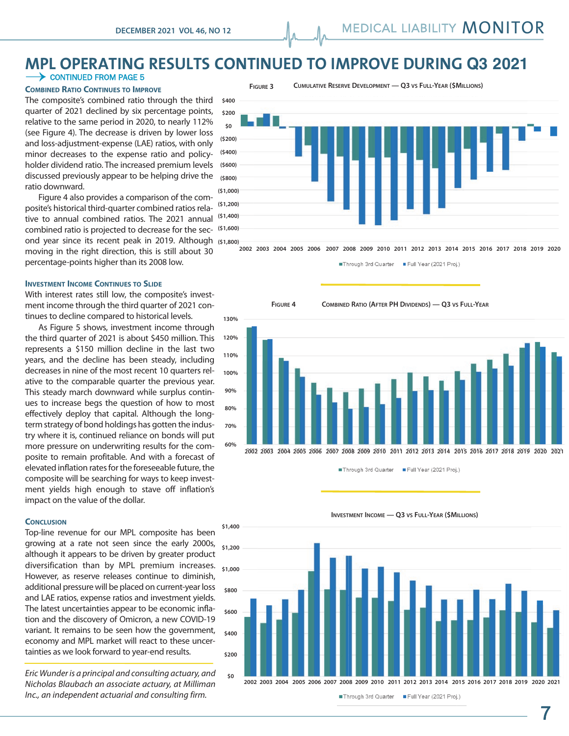# MPL OPERATING RESULTS CONTINUED TO IMPROVE DURING Q3 2021

→ CONTINUED FROM PAGE 5

### Combined Ratio Continues to Improve

The composite's combined ratio through the third quarter of 2021 declined by six percentage points, relative to the same period in 2020, to nearly 112% (see Figure 4). The decrease is driven by lower loss and loss-adjustment-expense (LAE) ratios, with only minor decreases to the expense ratio and policyholder dividend ratio. The increased premium levels discussed previously appear to be helping drive the ratio downward.

Figure 4 also provides a comparison of the composite's historical third-quarter combined ratios relative to annual combined ratios. The 2021 annual combined ratio is projected to decrease for the second year since its recent peak in 2019. Although moving in the right direction, this is still about 30 percentage-points higher than its 2008 low.

### Investment Income Continues to Slide

With interest rates still low, the composite's investment income through the third quarter of 2021 continues to decline compared to historical levels.

As Figure 5 shows, investment income through the third quarter of 2021 is about $450 million. This represents a $150 million decline in the last two years, and the decline has been steady, including decreases in nine of the most recent 10 quarters relative to the comparable quarter the previous year. This steady march downward while surplus continues to increase begs the question of how to most effectively deploy that capital. Although the long-term strategy of bond holdings has gotten the industry where it is, continued reliance on bonds will put more pressure on underwriting results for the composite to remain profitable. And with a forecast of elevated inflation rates for the foreseeable future, the composite will be searching for ways to keep investment yields high enough to stave off inflation's impact on the value of the dollar.

### Conclusion

Top-line revenue for our MPL composite has been growing at a rate not seen since the early 2000s, although it appears to be driven by greater product diversification than by MPL premium increases. However, as reserve releases continue to diminish, additional pressure will be placed on current-year loss and LAE ratios, expense ratios and investment yields. The latest uncertainties appear to be economic inflation and the discovery of Omicron, a new COVID-19 variant. It remains to be seen how the government, economy and MPL market will react to these uncertainties as we look forward to year-end results.

*Eric Wunder is a principal and consulting actuary, and Nicholas Blaubach an associate actuary, at Milliman Inc., an independent actuarial and consulting firm.*

**Figure 3** Cumulative Reserve Development — Q3 vs Full-Year ($Millions)

$400
$200
$0
($200)
($400)
($600)
($800)
($1,000)
($1,200)
($1,400)
($1,600)
($1,800)

2002 2003 2004 2005 2006 2007 2008 2009 2010 2011 2012 2013 2014 2015 2016 2017 2018 2019 2020

Through 3rd Quarter ■ Full Year (2021 Proj.)

**Figure 4** Combined Ratio (After PH Dividends) — Q3 vs Full-Year

130%
120%
110%
100%
90%
80%
70%
60%

2002 2003 2004 2005 2006 2007 2008 2009 2010 2011 2012 2013 2014 2015 2016 2017 2018 2019 2020 2021

Through 3rd Quarter ■ Full Year (2021 Proj.)

Investment Income — Q3 vs Full-Year ($Millions)

$1,400
$1,200
$1,000
$800
$600
$400
$200
$0

2002 2003 2004 2005 2006 2007 2008 2009 2010 2011 2012 2013 2014 2015 2016 2017 2018 2019 2020 2021

Through 3rd Quarter ■ Full Year (2021 Proj.)